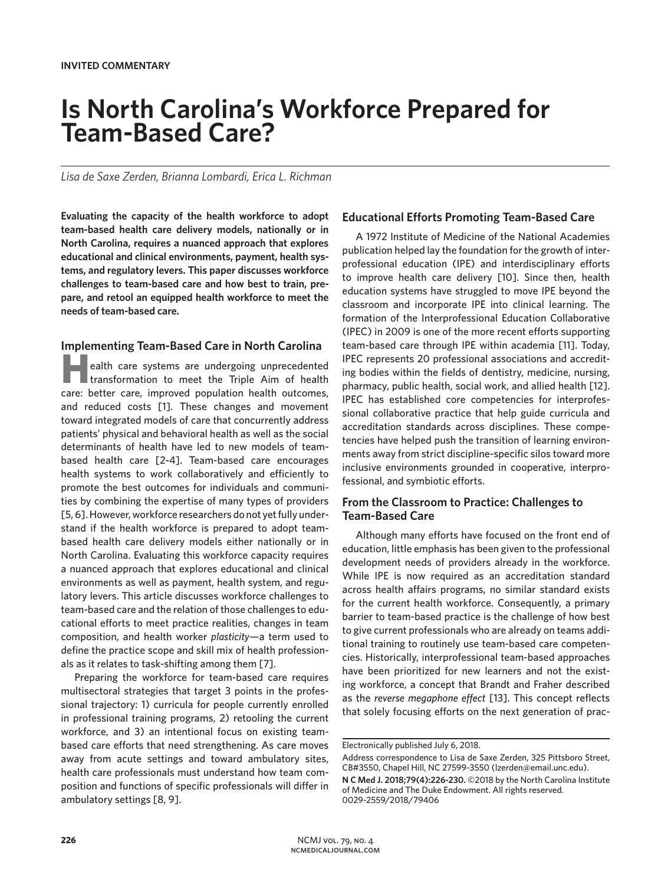**INVITED COMMENTARY**

# Is North Carolina's Workforce Prepared for Team-Based Care?

*Lisa de Saxe Zerden, Brianna Lombardi, Erica L. Richman*

**Evaluating the capacity of the health workforce to adopt team-based health care delivery models, nationally or in North Carolina, requires a nuanced approach that explores educational and clinical environments, payment, health systems, and regulatory levers. This paper discusses workforce challenges to team-based care and how best to train, prepare, and retool an equipped health workforce to meet the needs of team-based care.**

## Implementing Team-Based Care in North Carolina

Health care systems are undergoing unprecedented transformation to meet the Triple Aim of health care: better care, improved population health outcomes, and reduced costs [1]. These changes and movement toward integrated models of care that concurrently address patients' physical and behavioral health as well as the social determinants of health have led to new models of team-based health care [2-4]. Team-based care encourages health systems to work collaboratively and efficiently to promote the best outcomes for individuals and communities by combining the expertise of many types of providers [5, 6]. However, workforce researchers do not yet fully understand if the health workforce is prepared to adopt team-based health care delivery models either nationally or in North Carolina. Evaluating this workforce capacity requires a nuanced approach that explores educational and clinical environments as well as payment, health system, and regulatory levers. This article discusses workforce challenges to team-based care and the relation of those challenges to educational efforts to meet practice realities, changes in team composition, and health worker *plasticity*—a term used to define the practice scope and skill mix of health professionals as it relates to task-shifting among them [7].

Preparing the workforce for team-based care requires multisectoral strategies that target 3 points in the professional trajectory: 1) curricula for people currently enrolled in professional training programs, 2) retooling the current workforce, and 3) an intentional focus on existing team-based care efforts that need strengthening. As care moves away from acute settings and toward ambulatory sites, health care professionals must understand how team composition and functions of specific professionals will differ in ambulatory settings [8, 9].

## Educational Efforts Promoting Team-Based Care

A 1972 Institute of Medicine of the National Academies publication helped lay the foundation for the growth of interprofessional education (IPE) and interdisciplinary efforts to improve health care delivery [10]. Since then, health education systems have struggled to move IPE beyond the classroom and incorporate IPE into clinical learning. The formation of the Interprofessional Education Collaborative (IPEC) in 2009 is one of the more recent efforts supporting team-based care through IPE within academia [11]. Today, IPEC represents 20 professional associations and accrediting bodies within the fields of dentistry, medicine, nursing, pharmacy, public health, social work, and allied health [12]. IPEC has established core competencies for interprofessional collaborative practice that help guide curricula and accreditation standards across disciplines. These competencies have helped push the transition of learning environments away from strict discipline-specific silos toward more inclusive environments grounded in cooperative, interprofessional, and symbiotic efforts.

## From the Classroom to Practice: Challenges to Team-Based Care

Although many efforts have focused on the front end of education, little emphasis has been given to the professional development needs of providers already in the workforce. While IPE is now required as an accreditation standard across health affairs programs, no similar standard exists for the current health workforce. Consequently, a primary barrier to team-based practice is the challenge of how best to give current professionals who are already on teams additional training to routinely use team-based care competencies. Historically, interprofessional team-based approaches have been prioritized for new learners and not the existing workforce, a concept that Brandt and Fraher described as the *reverse megaphone effect* [13]. This concept reflects that solely focusing efforts on the next generation of prac-

Electronically published July 6, 2018.

Address correspondence to Lisa de Saxe Zerden, 325 Pittsboro Street, CB#3550, Chapel Hill, NC 27599-3550 (lzerden@email.unc.edu).

**N C Med J. 2018;79(4):226-230.** ©2018 by the North Carolina Institute of Medicine and The Duke Endowment. All rights reserved. 0029-2559/2018/79406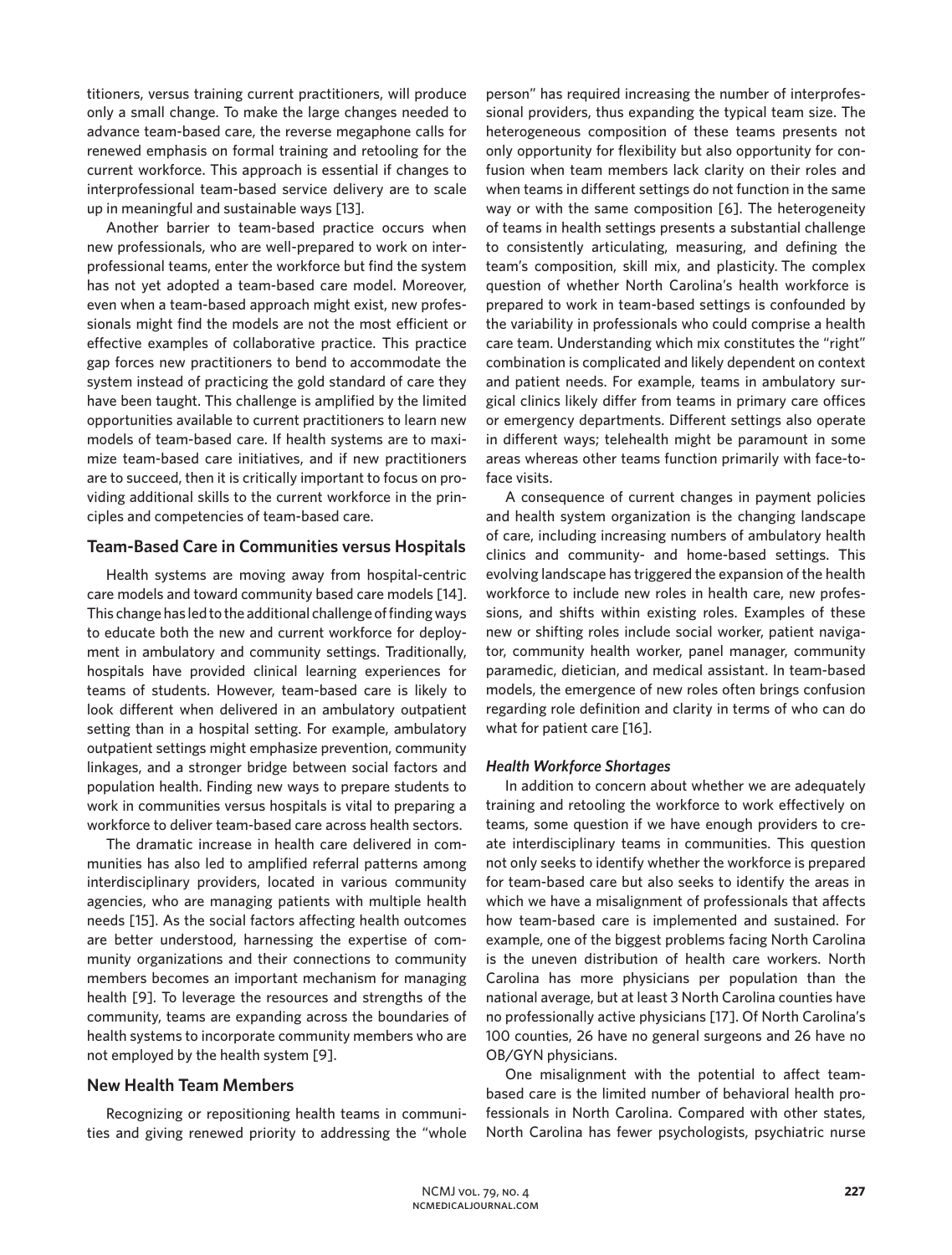titioners, versus training current practitioners, will produce only a small change. To make the large changes needed to advance team-based care, the reverse megaphone calls for renewed emphasis on formal training and retooling for the current workforce. This approach is essential if changes to interprofessional team-based service delivery are to scale up in meaningful and sustainable ways [13].

Another barrier to team-based practice occurs when new professionals, who are well-prepared to work on interprofessional teams, enter the workforce but find the system has not yet adopted a team-based care model. Moreover, even when a team-based approach might exist, new professionals might find the models are not the most efficient or effective examples of collaborative practice. This practice gap forces new practitioners to bend to accommodate the system instead of practicing the gold standard of care they have been taught. This challenge is amplified by the limited opportunities available to current practitioners to learn new models of team-based care. If health systems are to maximize team-based care initiatives, and if new practitioners are to succeed, then it is critically important to focus on providing additional skills to the current workforce in the principles and competencies of team-based care.

## Team-Based Care in Communities versus Hospitals

Health systems are moving away from hospital-centric care models and toward community based care models [14]. This change has led to the additional challenge of finding ways to educate both the new and current workforce for deployment in ambulatory and community settings. Traditionally, hospitals have provided clinical learning experiences for teams of students. However, team-based care is likely to look different when delivered in an ambulatory outpatient setting than in a hospital setting. For example, ambulatory outpatient settings might emphasize prevention, community linkages, and a stronger bridge between social factors and population health. Finding new ways to prepare students to work in communities versus hospitals is vital to preparing a workforce to deliver team-based care across health sectors.

The dramatic increase in health care delivered in communities has also led to amplified referral patterns among interdisciplinary providers, located in various community agencies, who are managing patients with multiple health needs [15]. As the social factors affecting health outcomes are better understood, harnessing the expertise of community organizations and their connections to community members becomes an important mechanism for managing health [9]. To leverage the resources and strengths of the community, teams are expanding across the boundaries of health systems to incorporate community members who are not employed by the health system [9].

## New Health Team Members

Recognizing or repositioning health teams in communities and giving renewed priority to addressing the "whole person" has required increasing the number of interprofessional providers, thus expanding the typical team size. The heterogeneous composition of these teams presents not only opportunity for flexibility but also opportunity for confusion when team members lack clarity on their roles and when teams in different settings do not function in the same way or with the same composition [6]. The heterogeneity of teams in health settings presents a substantial challenge to consistently articulating, measuring, and defining the team's composition, skill mix, and plasticity. The complex question of whether North Carolina's health workforce is prepared to work in team-based settings is confounded by the variability in professionals who could comprise a health care team. Understanding which mix constitutes the "right" combination is complicated and likely dependent on context and patient needs. For example, teams in ambulatory surgical clinics likely differ from teams in primary care offices or emergency departments. Different settings also operate in different ways; telehealth might be paramount in some areas whereas other teams function primarily with face-to-face visits.

A consequence of current changes in payment policies and health system organization is the changing landscape of care, including increasing numbers of ambulatory health clinics and community- and home-based settings. This evolving landscape has triggered the expansion of the health workforce to include new roles in health care, new professions, and shifts within existing roles. Examples of these new or shifting roles include social worker, patient navigator, community health worker, panel manager, community paramedic, dietician, and medical assistant. In team-based models, the emergence of new roles often brings confusion regarding role definition and clarity in terms of who can do what for patient care [16].

### *Health Workforce Shortages*

In addition to concern about whether we are adequately training and retooling the workforce to work effectively on teams, some question if we have enough providers to create interdisciplinary teams in communities. This question not only seeks to identify whether the workforce is prepared for team-based care but also seeks to identify the areas in which we have a misalignment of professionals that affects how team-based care is implemented and sustained. For example, one of the biggest problems facing North Carolina is the uneven distribution of health care workers. North Carolina has more physicians per population than the national average, but at least 3 North Carolina counties have no professionally active physicians [17]. Of North Carolina's 100 counties, 26 have no general surgeons and 26 have no OB/GYN physicians.

One misalignment with the potential to affect team-based care is the limited number of behavioral health professionals in North Carolina. Compared with other states, North Carolina has fewer psychologists, psychiatric nurse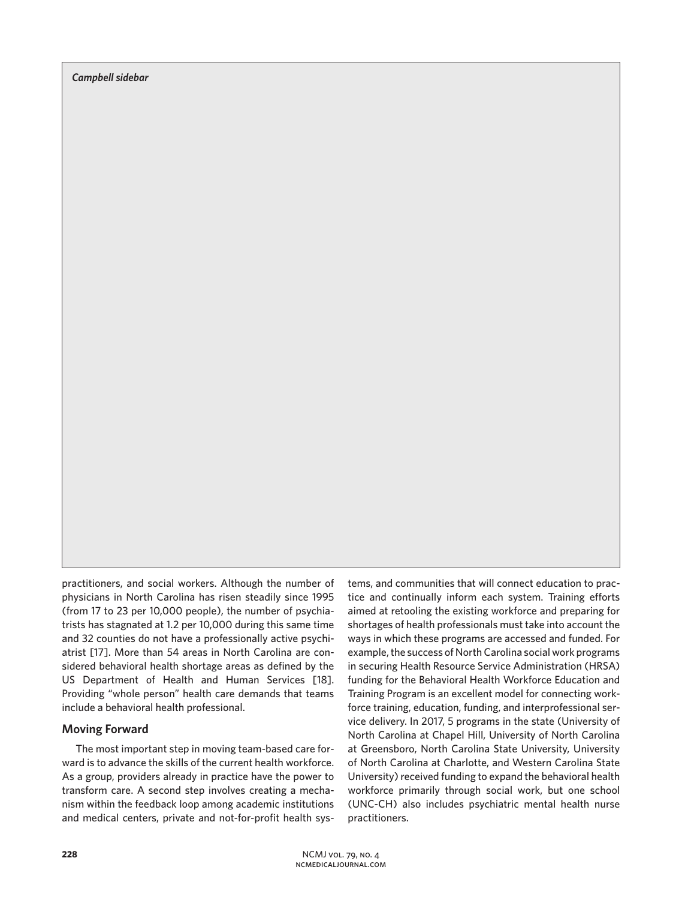*Campbell sidebar*

practitioners, and social workers. Although the number of physicians in North Carolina has risen steadily since 1995 (from 17 to 23 per 10,000 people), the number of psychiatrists has stagnated at 1.2 per 10,000 during this same time and 32 counties do not have a professionally active psychiatrist [17]. More than 54 areas in North Carolina are considered behavioral health shortage areas as defined by the US Department of Health and Human Services [18]. Providing "whole person" health care demands that teams include a behavioral health professional.

## Moving Forward

The most important step in moving team-based care forward is to advance the skills of the current health workforce. As a group, providers already in practice have the power to transform care. A second step involves creating a mechanism within the feedback loop among academic institutions and medical centers, private and not-for-profit health systems, and communities that will connect education to practice and continually inform each system. Training efforts aimed at retooling the existing workforce and preparing for shortages of health professionals must take into account the ways in which these programs are accessed and funded. For example, the success of North Carolina social work programs in securing Health Resource Service Administration (HRSA) funding for the Behavioral Health Workforce Education and Training Program is an excellent model for connecting workforce training, education, funding, and interprofessional service delivery. In 2017, 5 programs in the state (University of North Carolina at Chapel Hill, University of North Carolina at Greensboro, North Carolina State University, University of North Carolina at Charlotte, and Western Carolina State University) received funding to expand the behavioral health workforce primarily through social work, but one school (UNC-CH) also includes psychiatric mental health nurse practitioners.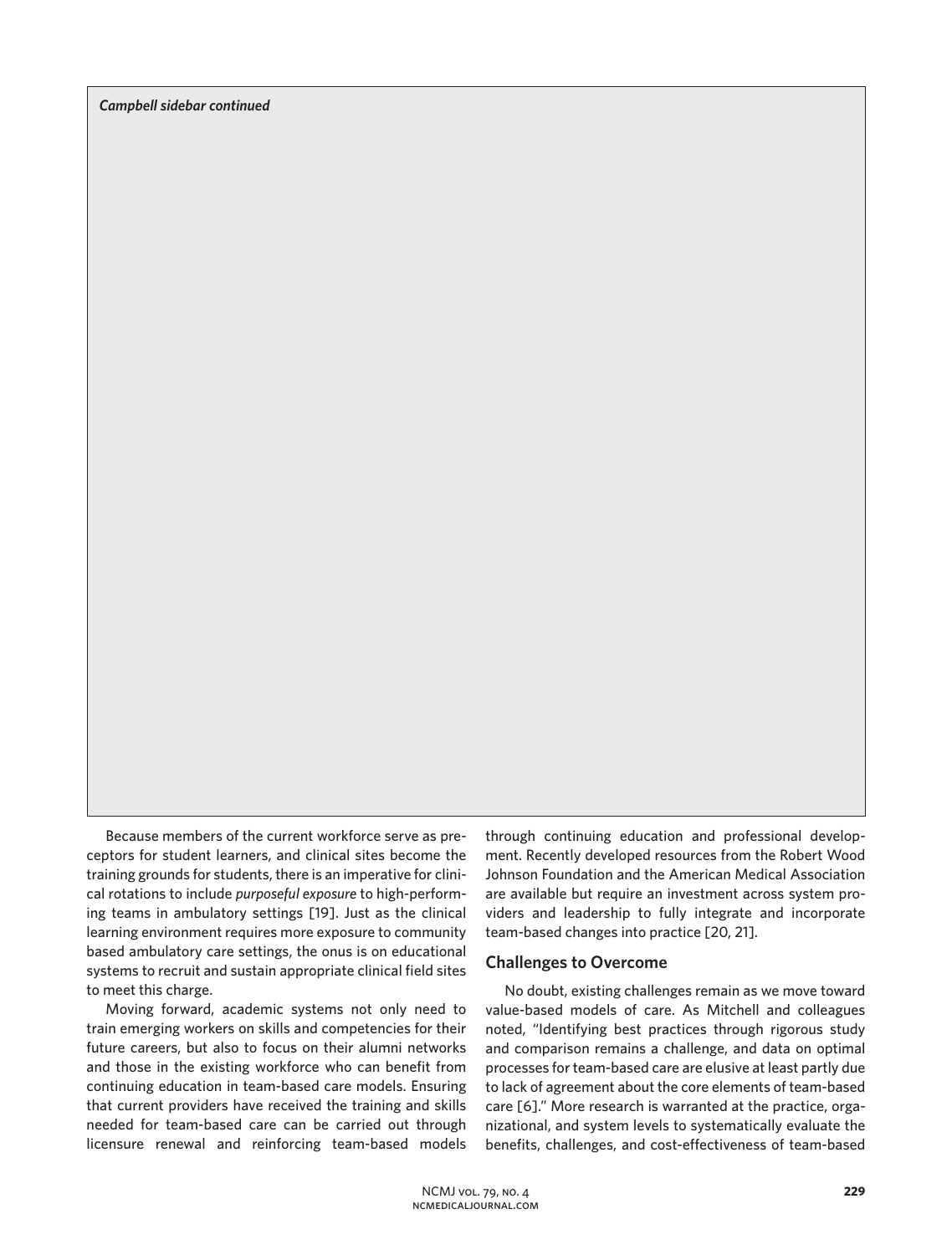*Campbell sidebar continued*

Because members of the current workforce serve as preceptors for student learners, and clinical sites become the training grounds for students, there is an imperative for clinical rotations to include *purposeful exposure* to high-performing teams in ambulatory settings [19]. Just as the clinical learning environment requires more exposure to community based ambulatory care settings, the onus is on educational systems to recruit and sustain appropriate clinical field sites to meet this charge.

Moving forward, academic systems not only need to train emerging workers on skills and competencies for their future careers, but also to focus on their alumni networks and those in the existing workforce who can benefit from continuing education in team-based care models. Ensuring that current providers have received the training and skills needed for team-based care can be carried out through licensure renewal and reinforcing team-based models through continuing education and professional development. Recently developed resources from the Robert Wood Johnson Foundation and the American Medical Association are available but require an investment across system providers and leadership to fully integrate and incorporate team-based changes into practice [20, 21].

## Challenges to Overcome

No doubt, existing challenges remain as we move toward value-based models of care. As Mitchell and colleagues noted, "Identifying best practices through rigorous study and comparison remains a challenge, and data on optimal processes for team-based care are elusive at least partly due to lack of agreement about the core elements of team-based care [6]." More research is warranted at the practice, organizational, and system levels to systematically evaluate the benefits, challenges, and cost-effectiveness of team-based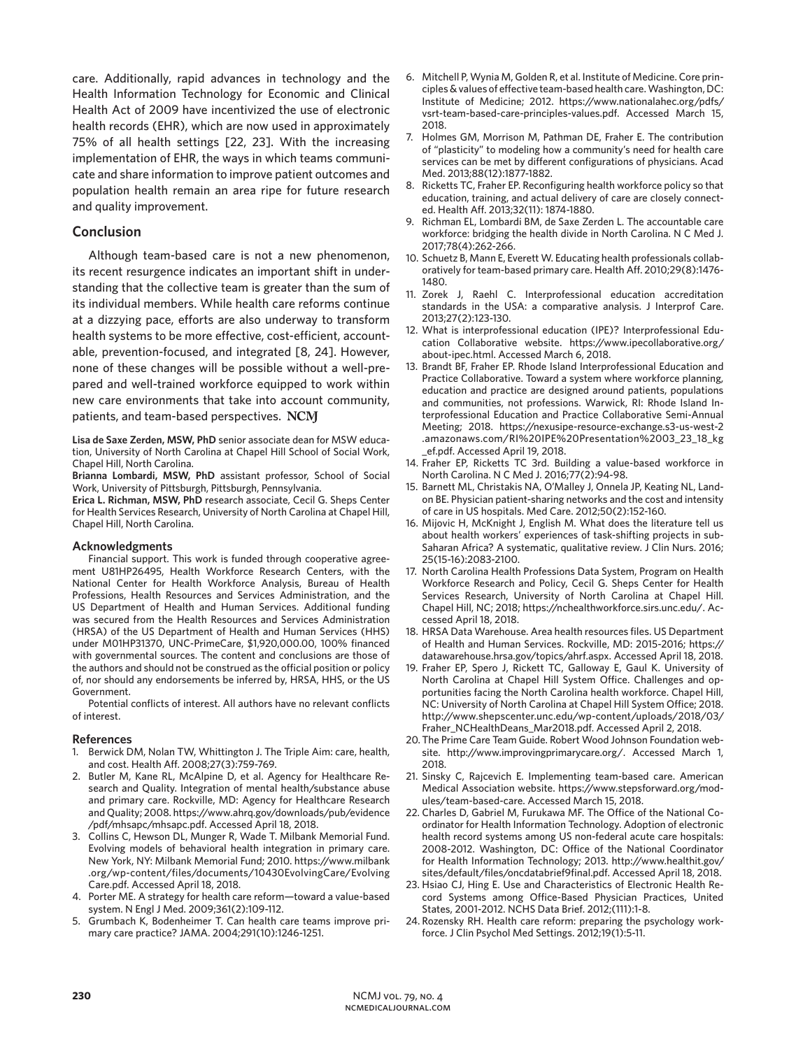care. Additionally, rapid advances in technology and the Health Information Technology for Economic and Clinical Health Act of 2009 have incentivized the use of electronic health records (EHR), which are now used in approximately 75% of all health settings [22, 23]. With the increasing implementation of EHR, the ways in which teams communicate and share information to improve patient outcomes and population health remain an area ripe for future research and quality improvement.

## Conclusion

Although team-based care is not a new phenomenon, its recent resurgence indicates an important shift in understanding that the collective team is greater than the sum of its individual members. While health care reforms continue at a dizzying pace, efforts are also underway to transform health systems to be more effective, cost-efficient, accountable, prevention-focused, and integrated [8, 24]. However, none of these changes will be possible without a well-prepared and well-trained workforce equipped to work within new care environments that take into account community, patients, and team-based perspectives. NCMJ

**Lisa de Saxe Zerden, MSW, PhD** senior associate dean for MSW education, University of North Carolina at Chapel Hill School of Social Work, Chapel Hill, North Carolina.

**Brianna Lombardi, MSW, PhD** assistant professor, School of Social Work, University of Pittsburgh, Pittsburgh, Pennsylvania.

**Erica L. Richman, MSW, PhD** research associate, Cecil G. Sheps Center for Health Services Research, University of North Carolina at Chapel Hill, Chapel Hill, North Carolina.

### Acknowledgments

Financial support. This work is funded through cooperative agreement U81HP26495, Health Workforce Research Centers, with the National Center for Health Workforce Analysis, Bureau of Health Professions, Health Resources and Services Administration, and the US Department of Health and Human Services. Additional funding was secured from the Health Resources and Services Administration (HRSA) of the US Department of Health and Human Services (HHS) under M01HP31370, UNC-PrimeCare, $1,920,000.00, 100% financed with governmental sources. The content and conclusions are those of the authors and should not be construed as the official position or policy of, nor should any endorsements be inferred by, HRSA, HHS, or the US Government.

Potential conflicts of interest. All authors have no relevant conflicts of interest.

### References

1. Berwick DM, Nolan TW, Whittington J. The Triple Aim: care, health, and cost. Health Aff. 2008;27(3):759-769.
2. Butler M, Kane RL, McAlpine D, et al. Agency for Healthcare Research and Quality. Integration of mental health/substance abuse and primary care. Rockville, MD: Agency for Healthcare Research and Quality; 2008. https://www.ahrq.gov/downloads/pub/evidence/pdf/mhsapc/mhsapc.pdf. Accessed April 18, 2018.
3. Collins C, Hewson DL, Munger R, Wade T. Milbank Memorial Fund. Evolving models of behavioral health integration in primary care. New York, NY: Milbank Memorial Fund; 2010. https://www.milbank.org/wp-content/files/documents/10430EvolvingCare/EvolvingCare.pdf. Accessed April 18, 2018.
4. Porter ME. A strategy for health care reform—toward a value-based system. N Engl J Med. 2009;361(2):109-112.
5. Grumbach K, Bodenheimer T. Can health care teams improve primary care practice? JAMA. 2004;291(10):1246-1251.
6. Mitchell P, Wynia M, Golden R, et al. Institute of Medicine. Core principles & values of effective team-based health care. Washington, DC: Institute of Medicine; 2012. https://www.nationalahec.org/pdfs/vsrt-team-based-care-principles-values.pdf. Accessed March 15, 2018.
7. Holmes GM, Morrison M, Pathman DE, Fraher E. The contribution of "plasticity" to modeling how a community's need for health care services can be met by different configurations of physicians. Acad Med. 2013;88(12):1877-1882.
8. Ricketts TC, Fraher EP. Reconfiguring health workforce policy so that education, training, and actual delivery of care are closely connected. Health Aff. 2013;32(11): 1874-1880.
9. Richman EL, Lombardi BM, de Saxe Zerden L. The accountable care workforce: bridging the health divide in North Carolina. N C Med J. 2017;78(4):262-266.
10. Schuetz B, Mann E, Everett W. Educating health professionals collaboratively for team-based primary care. Health Aff. 2010;29(8):1476-1480.
11. Zorek J, Raehl C. Interprofessional education accreditation standards in the USA: a comparative analysis. J Interprof Care. 2013;27(2):123-130.
12. What is interprofessional education (IPE)? Interprofessional Education Collaborative website. https://www.ipecollaborative.org/about-ipec.html. Accessed March 6, 2018.
13. Brandt BF, Fraher EP. Rhode Island Interprofessional Education and Practice Collaborative. Toward a system where workforce planning, education and practice are designed around patients, populations and communities, not professions. Warwick, RI: Rhode Island Interprofessional Education and Practice Collaborative Semi-Annual Meeting; 2018. https://nexusipe-resource-exchange.s3-us-west-2.amazonaws.com/RI%20IPE%20Presentation%2003_23_18_kg_ef.pdf. Accessed April 19, 2018.
14. Fraher EP, Ricketts TC 3rd. Building a value-based workforce in North Carolina. N C Med J. 2016;77(2):94-98.
15. Barnett ML, Christakis NA, O'Malley J, Onnela JP, Keating NL, Landon BE. Physician patient-sharing networks and the cost and intensity of care in US hospitals. Med Care. 2012;50(2):152-160.
16. Mijovic H, McKnight J, English M. What does the literature tell us about health workers' experiences of task-shifting projects in sub-Saharan Africa? A systematic, qualitative review. J Clin Nurs. 2016; 25(15-16):2083-2100.
17. North Carolina Health Professions Data System, Program on Health Workforce Research and Policy, Cecil G. Sheps Center for Health Services Research, University of North Carolina at Chapel Hill. Chapel Hill, NC; 2018; https://nchealthworkforce.sirs.unc.edu/. Accessed April 18, 2018.
18. HRSA Data Warehouse. Area health resources files. US Department of Health and Human Services. Rockville, MD: 2015-2016; https://datawarehouse.hrsa.gov/topics/ahrf.aspx. Accessed April 18, 2018.
19. Fraher EP, Spero J, Rickett TC, Galloway E, Gaul K. University of North Carolina at Chapel Hill System Office. Challenges and opportunities facing the North Carolina health workforce. Chapel Hill, NC: University of North Carolina at Chapel Hill System Office; 2018. http://www.shepscenter.unc.edu/wp-content/uploads/2018/03/Fraher_NCHealthDeans_Mar2018.pdf. Accessed April 2, 2018.
20. The Prime Care Team Guide. Robert Wood Johnson Foundation website. http://www.improvingprimarycare.org/. Accessed March 1, 2018.
21. Sinsky C, Rajcevich E. Implementing team-based care. American Medical Association website. https://www.stepsforward.org/modules/team-based-care. Accessed March 15, 2018.
22. Charles D, Gabriel M, Furukawa MF. The Office of the National Coordinator for Health Information Technology. Adoption of electronic health record systems among US non-federal acute care hospitals: 2008-2012. Washington, DC: Office of the National Coordinator for Health Information Technology; 2013. http://www.healthit.gov/sites/default/files/oncdatabrief9final.pdf. Accessed April 18, 2018.
23. Hsiao CJ, Hing E. Use and Characteristics of Electronic Health Record Systems among Office-Based Physician Practices, United States, 2001-2012. NCHS Data Brief. 2012;(111):1-8.
24. Rozensky RH. Health care reform: preparing the psychology workforce. J Clin Psychol Med Settings. 2012;19(1):5-11.